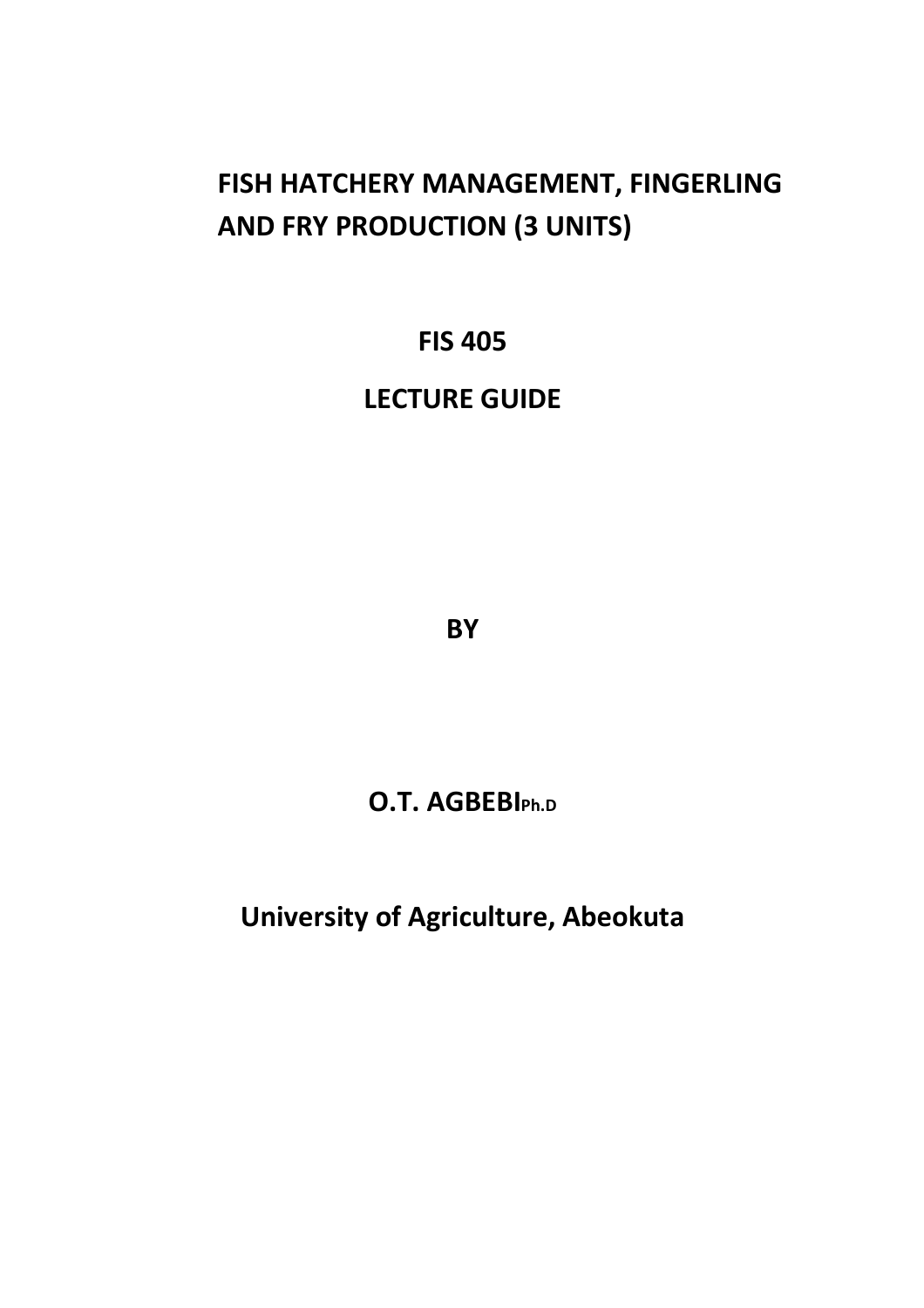# FISH HATCHERY MANAGEMENT, FINGERLING AND FRY PRODUCTION (3 UNITS)

**FIS 405**

**LECTURE GUIDE**

**BY**

**O.T. AGBEBI Ph.D**

**University of Agriculture, Abeokuta**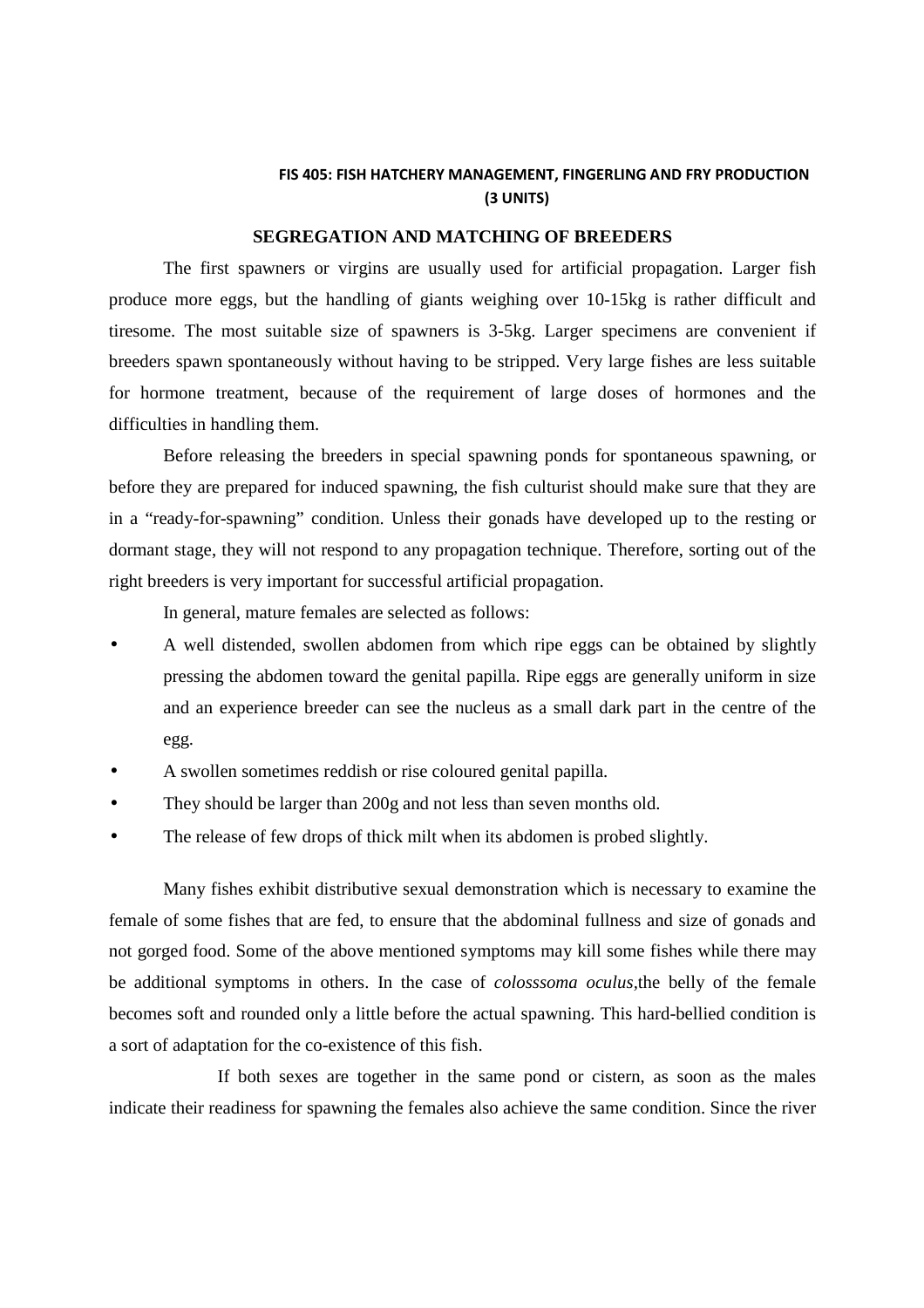**FIS 405: FISH HATCHERY MANAGEMENT, FINGERLING AND FRY PRODUCTION (3 UNITS)**

## SEGREGATION AND MATCHING OF BREEDERS

The first spawners or virgins are usually used for artificial propagation. Larger fish produce more eggs, but the handling of giants weighing over 10-15kg is rather difficult and tiresome. The most suitable size of spawners is 3-5kg. Larger specimens are convenient if breeders spawn spontaneously without having to be stripped. Very large fishes are less suitable for hormone treatment, because of the requirement of large doses of hormones and the difficulties in handling them.

Before releasing the breeders in special spawning ponds for spontaneous spawning, or before they are prepared for induced spawning, the fish culturist should make sure that they are in a "ready-for-spawning" condition. Unless their gonads have developed up to the resting or dormant stage, they will not respond to any propagation technique. Therefore, sorting out of the right breeders is very important for successful artificial propagation.

In general, mature females are selected as follows:

- A well distended, swollen abdomen from which ripe eggs can be obtained by slightly pressing the abdomen toward the genital papilla. Ripe eggs are generally uniform in size and an experience breeder can see the nucleus as a small dark part in the centre of the egg.
- A swollen sometimes reddish or rise coloured genital papilla.
- They should be larger than 200g and not less than seven months old.
- The release of few drops of thick milt when its abdomen is probed slightly.

Many fishes exhibit distributive sexual demonstration which is necessary to examine the female of some fishes that are fed, to ensure that the abdominal fullness and size of gonads and not gorged food. Some of the above mentioned symptoms may kill some fishes while there may be additional symptoms in others. In the case of *colosssoma oculus*,the belly of the female becomes soft and rounded only a little before the actual spawning. This hard-bellied condition is a sort of adaptation for the co-existence of this fish.

If both sexes are together in the same pond or cistern, as soon as the males indicate their readiness for spawning the females also achieve the same condition. Since the river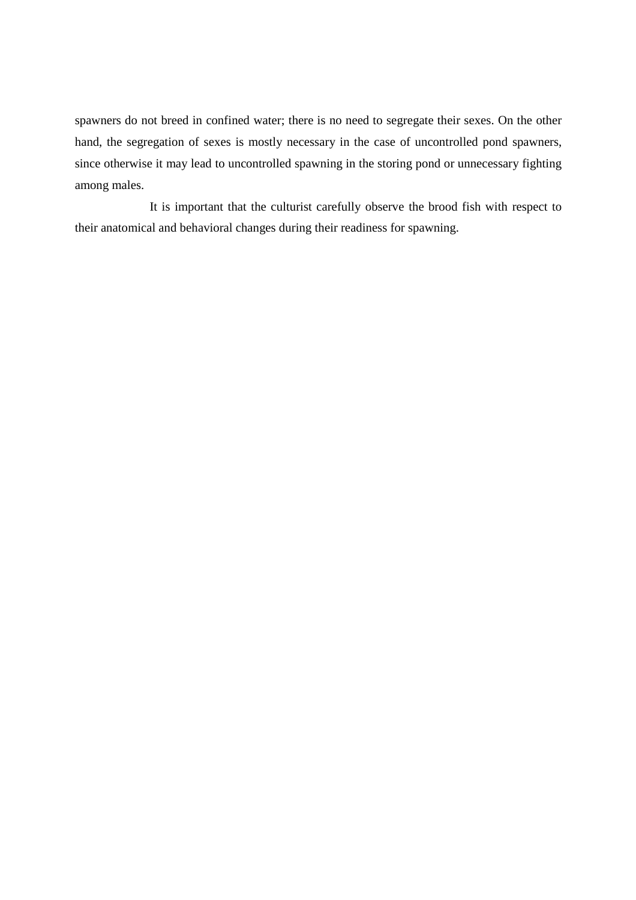spawners do not breed in confined water; there is no need to segregate their sexes. On the other hand, the segregation of sexes is mostly necessary in the case of uncontrolled pond spawners, since otherwise it may lead to uncontrolled spawning in the storing pond or unnecessary fighting among males.

It is important that the culturist carefully observe the brood fish with respect to their anatomical and behavioral changes during their readiness for spawning.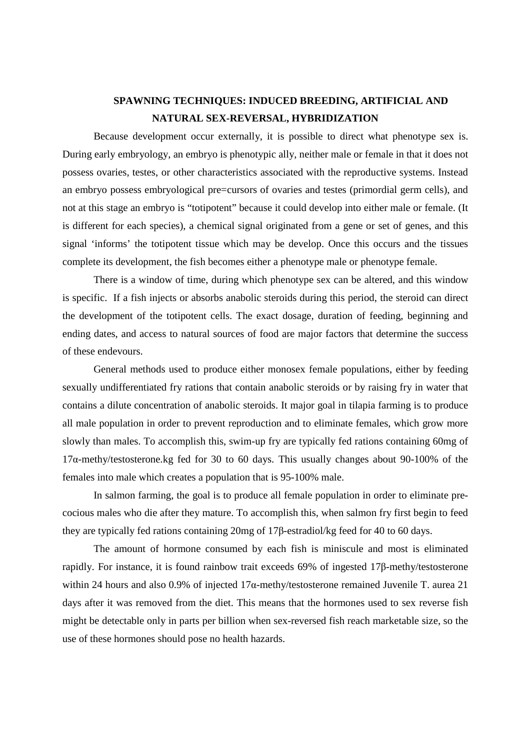## SPAWNING TECHNIQUES: INDUCED BREEDING, ARTIFICIAL AND NATURAL SEX-REVERSAL, HYBRIDIZATION

Because development occur externally, it is possible to direct what phenotype sex is. During early embryology, an embryo is phenotypic ally, neither male or female in that it does not possess ovaries, testes, or other characteristics associated with the reproductive systems. Instead an embryo possess embryological pre=cursors of ovaries and testes (primordial germ cells), and not at this stage an embryo is "totipotent" because it could develop into either male or female. (It is different for each species), a chemical signal originated from a gene or set of genes, and this signal 'informs' the totipotent tissue which may be develop. Once this occurs and the tissues complete its development, the fish becomes either a phenotype male or phenotype female.

There is a window of time, during which phenotype sex can be altered, and this window is specific. If a fish injects or absorbs anabolic steroids during this period, the steroid can direct the development of the totipotent cells. The exact dosage, duration of feeding, beginning and ending dates, and access to natural sources of food are major factors that determine the success of these endevours.

General methods used to produce either monosex female populations, either by feeding sexually undifferentiated fry rations that contain anabolic steroids or by raising fry in water that contains a dilute concentration of anabolic steroids. It major goal in tilapia farming is to produce all male population in order to prevent reproduction and to eliminate females, which grow more slowly than males. To accomplish this, swim-up fry are typically fed rations containing 60mg of 17α-methy/testosterone.kg fed for 30 to 60 days. This usually changes about 90-100% of the females into male which creates a population that is 95-100% male.

In salmon farming, the goal is to produce all female population in order to eliminate pre-cocious males who die after they mature. To accomplish this, when salmon fry first begin to feed they are typically fed rations containing 20mg of 17β-estradiol/kg feed for 40 to 60 days.

The amount of hormone consumed by each fish is miniscule and most is eliminated rapidly. For instance, it is found rainbow trait exceeds 69% of ingested 17β-methy/testosterone within 24 hours and also 0.9% of injected 17α-methy/testosterone remained Juvenile T. aurea 21 days after it was removed from the diet. This means that the hormones used to sex reverse fish might be detectable only in parts per billion when sex-reversed fish reach marketable size, so the use of these hormones should pose no health hazards.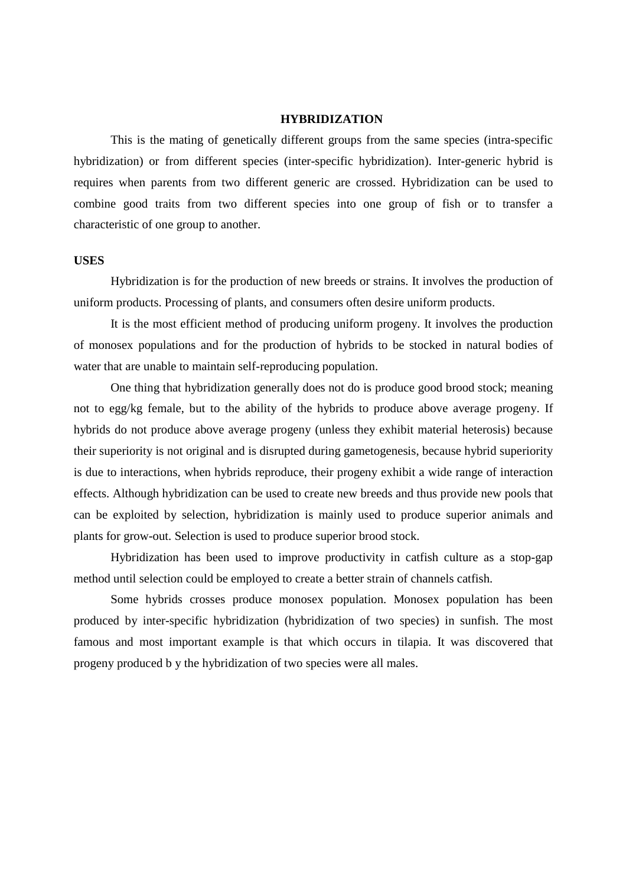# HYBRIDIZATION

This is the mating of genetically different groups from the same species (intra-specific hybridization) or from different species (inter-specific hybridization). Inter-generic hybrid is requires when parents from two different generic are crossed. Hybridization can be used to combine good traits from two different species into one group of fish or to transfer a characteristic of one group to another.

**USES**

Hybridization is for the production of new breeds or strains. It involves the production of uniform products. Processing of plants, and consumers often desire uniform products.

It is the most efficient method of producing uniform progeny. It involves the production of monosex populations and for the production of hybrids to be stocked in natural bodies of water that are unable to maintain self-reproducing population.

One thing that hybridization generally does not do is produce good brood stock; meaning not to egg/kg female, but to the ability of the hybrids to produce above average progeny. If hybrids do not produce above average progeny (unless they exhibit material heterosis) because their superiority is not original and is disrupted during gametogenesis, because hybrid superiority is due to interactions, when hybrids reproduce, their progeny exhibit a wide range of interaction effects. Although hybridization can be used to create new breeds and thus provide new pools that can be exploited by selection, hybridization is mainly used to produce superior animals and plants for grow-out. Selection is used to produce superior brood stock.

Hybridization has been used to improve productivity in catfish culture as a stop-gap method until selection could be employed to create a better strain of channels catfish.

Some hybrids crosses produce monosex population. Monosex population has been produced by inter-specific hybridization (hybridization of two species) in sunfish. The most famous and most important example is that which occurs in tilapia. It was discovered that progeny produced b y the hybridization of two species were all males.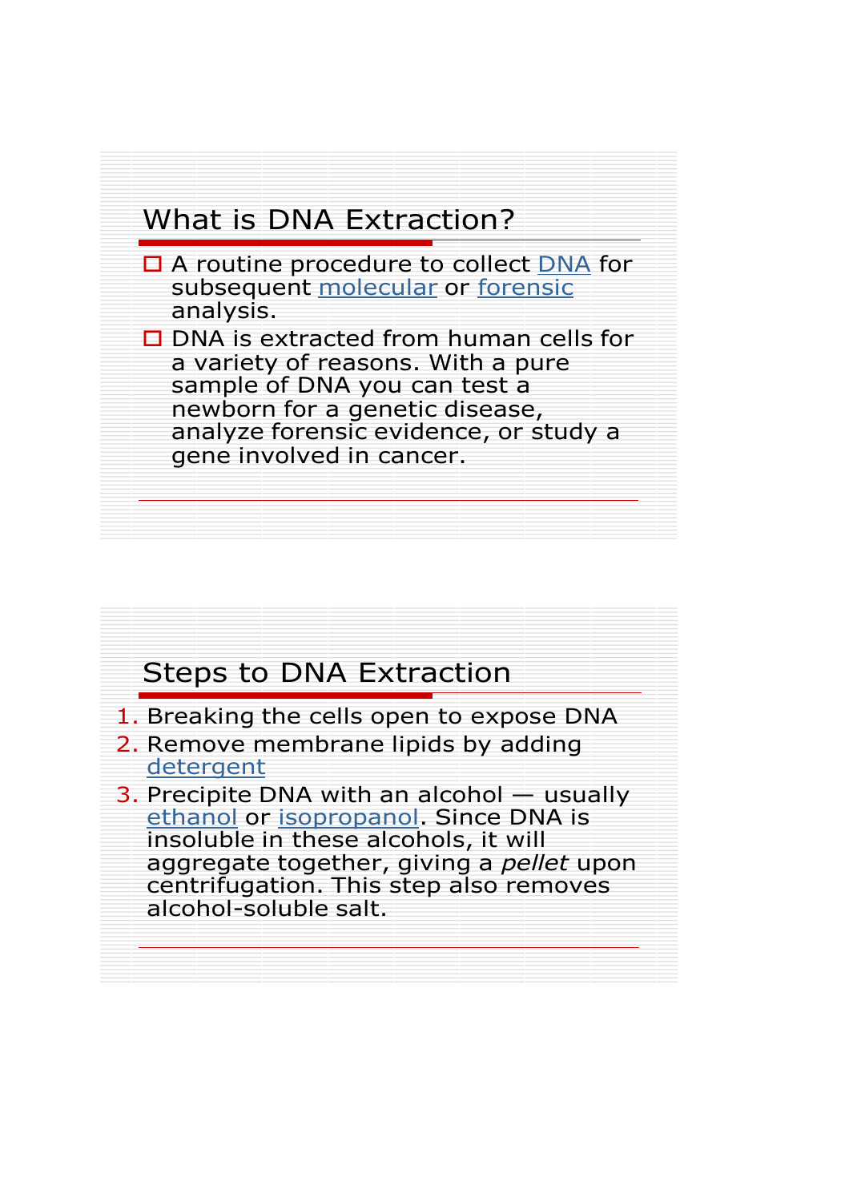## What is DNA Extraction?

- A routine procedure to collect DNA for subsequent molecular or forensic analysis.
- DNA is extracted from human cells for a variety of reasons. With a pure sample of DNA you can test a newborn for a genetic disease, analyze forensic evidence, or study a gene involved in cancer.

## Steps to DNA Extraction

1. Breaking the cells open to expose DNA
2. Remove membrane lipids by adding detergent
3. Precipite DNA with an alcohol — usually ethanol or isopropanol. Since DNA is insoluble in these alcohols, it will aggregate together, giving a *pellet* upon centrifugation. This step also removes alcohol-soluble salt.